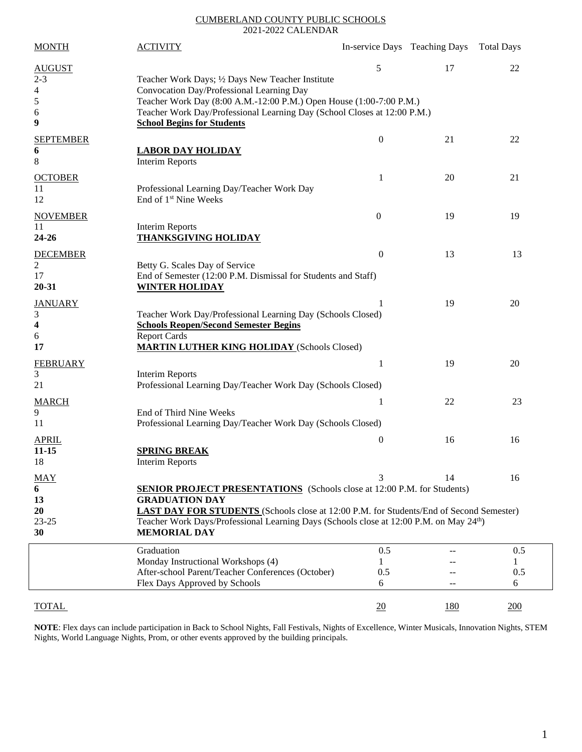CUMBERLAND COUNTY PUBLIC SCHOOLS
2021-2022 CALENDAR

| MONTH | ACTIVITY | In-service Days | Teaching Days | Total Days |
|---|---|---|---|---|
| AUGUST | | 5 | 17 | 22 |
| 2-3 | Teacher Work Days; ½ Days New Teacher Institute | | | |
| 4 | Convocation Day/Professional Learning Day | | | |
| 5 | Teacher Work Day (8:00 A.M.-12:00 P.M.) Open House (1:00-7:00 P.M.) | | | |
| 6 | Teacher Work Day/Professional Learning Day (School Closes at 12:00 P.M.) | | | |
| **9** | **School Begins for Students** | | | |
| SEPTEMBER | | 0 | 21 | 22 |
| **6** | **LABOR DAY HOLIDAY** | | | |
| 8 | Interim Reports | | | |
| OCTOBER | | 1 | 20 | 21 |
| 11 | Professional Learning Day/Teacher Work Day | | | |
| 12 | End of 1st Nine Weeks | | | |
| NOVEMBER | | 0 | 19 | 19 |
| 11 | Interim Reports | | | |
| **24-26** | **THANKSGIVING HOLIDAY** | | | |
| DECEMBER | | 0 | 13 | 13 |
| 2 | Betty G. Scales Day of Service | | | |
| 17 | End of Semester (12:00 P.M. Dismissal for Students and Staff) | | | |
| **20-31** | **WINTER HOLIDAY** | | | |
| JANUARY | | 1 | 19 | 20 |
| 3 | Teacher Work Day/Professional Learning Day (Schools Closed) | | | |
| **4** | **Schools Reopen/Second Semester Begins** | | | |
| 6 | Report Cards | | | |
| **17** | **MARTIN LUTHER KING HOLIDAY** (Schools Closed) | | | |
| FEBRUARY | | 1 | 19 | 20 |
| 3 | Interim Reports | | | |
| 21 | Professional Learning Day/Teacher Work Day (Schools Closed) | | | |
| MARCH | | 1 | 22 | 23 |
| 9 | End of Third Nine Weeks | | | |
| 11 | Professional Learning Day/Teacher Work Day (Schools Closed) | | | |
| APRIL | | 0 | 16 | 16 |
| **11-15** | **SPRING BREAK** | | | |
| 18 | Interim Reports | | | |
| MAY | | 3 | 14 | 16 |
| **6** | **SENIOR PROJECT PRESENTATIONS** (Schools close at 12:00 P.M. for Students) | | | |
| **13** | **GRADUATION DAY** | | | |
| **20** | **LAST DAY FOR STUDENTS** (Schools close at 12:00 P.M. for Students/End of Second Semester) | | | |
| 23-25 | Teacher Work Days/Professional Learning Days (Schools close at 12:00 P.M. on May 24th) | | | |
| **30** | **MEMORIAL DAY** | | | |
| | Graduation | 0.5 | -- | 0.5 |
| | Monday Instructional Workshops (4) | 1 | -- | 1 |
| | After-school Parent/Teacher Conferences (October) | 0.5 | -- | 0.5 |
| | Flex Days Approved by Schools | 6 | -- | 6 |
| TOTAL | | 20 | 180 | 200 |

**NOTE**: Flex days can include participation in Back to School Nights, Fall Festivals, Nights of Excellence, Winter Musicals, Innovation Nights, STEM Nights, World Language Nights, Prom, or other events approved by the building principals.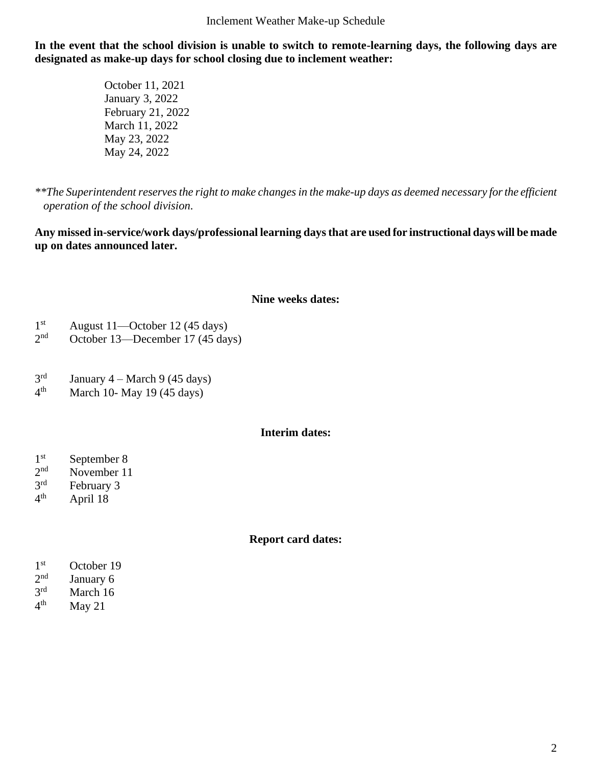Inclement Weather Make-up Schedule

**In the event that the school division is unable to switch to remote-learning days, the following days are designated as make-up days for school closing due to inclement weather:**

October 11, 2021
January 3, 2022
February 21, 2022
March 11, 2022
May 23, 2022
May 24, 2022

*\*\*The Superintendent reserves the right to make changes in the make-up days as deemed necessary for the efficient operation of the school division.*

**Any missed in-service/work days/professional learning days that are used for instructional days will be made up on dates announced later.**

**Nine weeks dates:**

1st August 11—October 12 (45 days)
2nd October 13—December 17 (45 days)

3rd January 4 – March 9 (45 days)
4th March 10- May 19 (45 days)

**Interim dates:**

1st September 8
2nd November 11
3rd February 3
4th April 18

**Report card dates:**

1st October 19
2nd January 6
3rd March 16
4th May 21